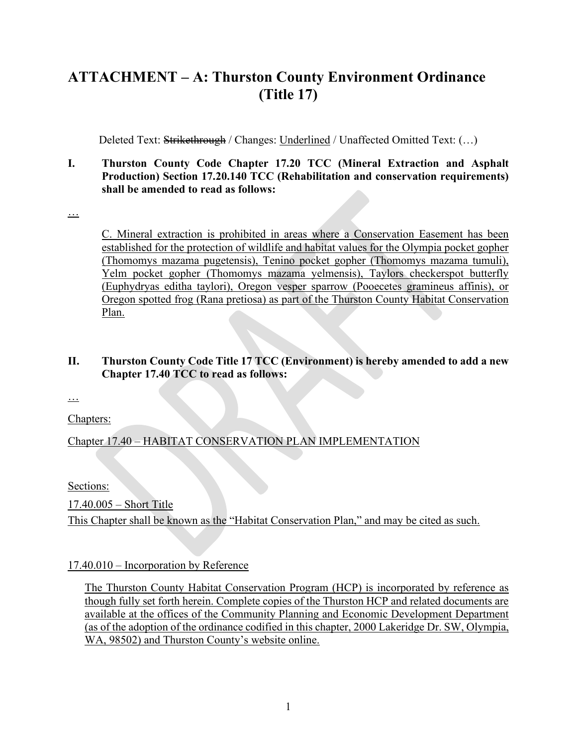# ATTACHMENT – A: Thurston County Environment Ordinance (Title 17)

Deleted Text: ~~Strikethrough~~ / Changes: <u>Underlined</u> / Unaffected Omitted Text: (…)

**I. Thurston County Code Chapter 17.20 TCC (Mineral Extraction and Asphalt Production) Section 17.20.140 TCC (Rehabilitation and conservation requirements) shall be amended to read as follows:**

…

<u>C. Mineral extraction is prohibited in areas where a Conservation Easement has been established for the protection of wildlife and habitat values for the Olympia pocket gopher (Thomomys mazama pugetensis), Tenino pocket gopher (Thomomys mazama tumuli), Yelm pocket gopher (Thomomys mazama yelmensis), Taylors checkerspot butterfly (Euphydryas editha taylori), Oregon vesper sparrow (Pooecetes gramineus affinis), or Oregon spotted frog (Rana pretiosa) as part of the Thurston County Habitat Conservation Plan.</u>

**II. Thurston County Code Title 17 TCC (Environment) is hereby amended to add a new Chapter 17.40 TCC to read as follows:**

…

<u>Chapters:</u>

<u>Chapter 17.40 – HABITAT CONSERVATION PLAN IMPLEMENTATION</u>

<u>Sections:</u>

<u>17.40.005 – Short Title</u>

<u>This Chapter shall be known as the "Habitat Conservation Plan," and may be cited as such.</u>

<u>17.40.010 – Incorporation by Reference</u>

<u>The Thurston County Habitat Conservation Program (HCP) is incorporated by reference as though fully set forth herein. Complete copies of the Thurston HCP and related documents are available at the offices of the Community Planning and Economic Development Department (as of the adoption of the ordinance codified in this chapter, 2000 Lakeridge Dr. SW, Olympia, WA, 98502) and Thurston County's website online.</u>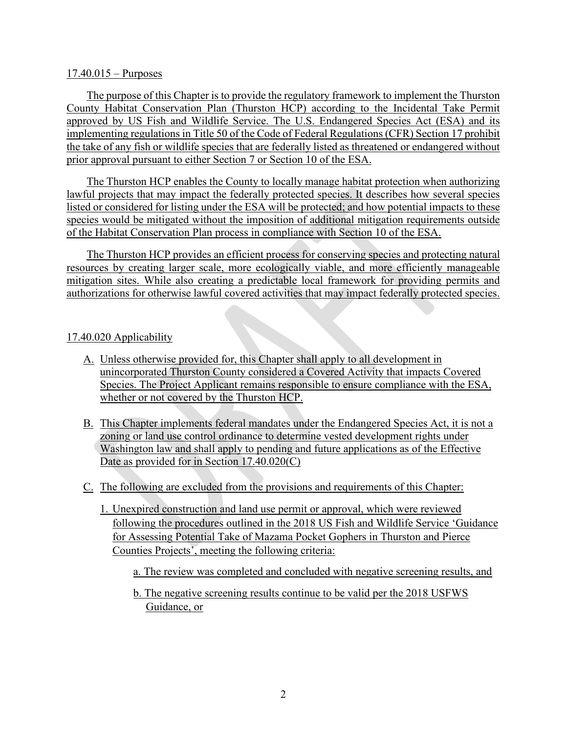17.40.015 – Purposes

The purpose of this Chapter is to provide the regulatory framework to implement the Thurston County Habitat Conservation Plan (Thurston HCP) according to the Incidental Take Permit approved by US Fish and Wildlife Service. The U.S. Endangered Species Act (ESA) and its implementing regulations in Title 50 of the Code of Federal Regulations (CFR) Section 17 prohibit the take of any fish or wildlife species that are federally listed as threatened or endangered without prior approval pursuant to either Section 7 or Section 10 of the ESA.

The Thurston HCP enables the County to locally manage habitat protection when authorizing lawful projects that may impact the federally protected species. It describes how several species listed or considered for listing under the ESA will be protected; and how potential impacts to these species would be mitigated without the imposition of additional mitigation requirements outside of the Habitat Conservation Plan process in compliance with Section 10 of the ESA.

The Thurston HCP provides an efficient process for conserving species and protecting natural resources by creating larger scale, more ecologically viable, and more efficiently manageable mitigation sites. While also creating a predictable local framework for providing permits and authorizations for otherwise lawful covered activities that may impact federally protected species.

17.40.020 Applicability

A. Unless otherwise provided for, this Chapter shall apply to all development in unincorporated Thurston County considered a Covered Activity that impacts Covered Species. The Project Applicant remains responsible to ensure compliance with the ESA, whether or not covered by the Thurston HCP.

B. This Chapter implements federal mandates under the Endangered Species Act, it is not a zoning or land use control ordinance to determine vested development rights under Washington law and shall apply to pending and future applications as of the Effective Date as provided for in Section 17.40.020(C)

C. The following are excluded from the provisions and requirements of this Chapter:

   1. Unexpired construction and land use permit or approval, which were reviewed following the procedures outlined in the 2018 US Fish and Wildlife Service 'Guidance for Assessing Potential Take of Mazama Pocket Gophers in Thurston and Pierce Counties Projects', meeting the following criteria:

      a. The review was completed and concluded with negative screening results, and

      b. The negative screening results continue to be valid per the 2018 USFWS Guidance, or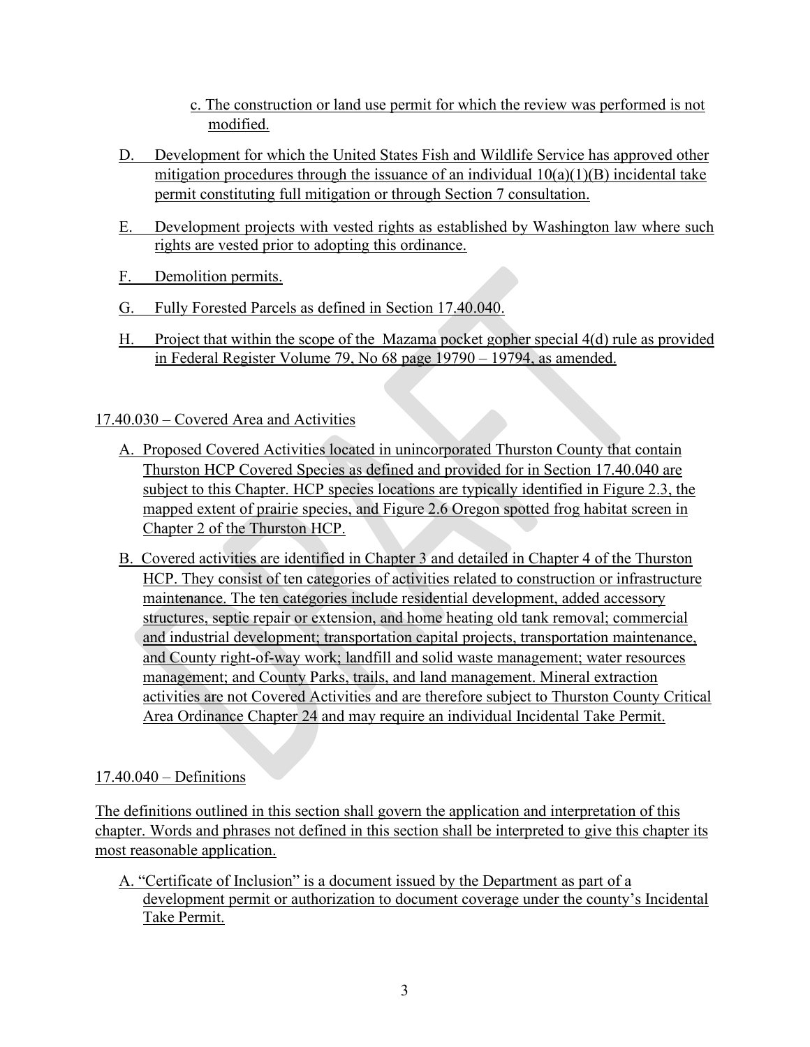c. The construction or land use permit for which the review was performed is not modified.

D. Development for which the United States Fish and Wildlife Service has approved other mitigation procedures through the issuance of an individual 10(a)(1)(B) incidental take permit constituting full mitigation or through Section 7 consultation.

E. Development projects with vested rights as established by Washington law where such rights are vested prior to adopting this ordinance.

F. Demolition permits.

G. Fully Forested Parcels as defined in Section 17.40.040.

H. Project that within the scope of the Mazama pocket gopher special 4(d) rule as provided in Federal Register Volume 79, No 68 page 19790 – 19794, as amended.

## 17.40.030 – Covered Area and Activities

A. Proposed Covered Activities located in unincorporated Thurston County that contain Thurston HCP Covered Species as defined and provided for in Section 17.40.040 are subject to this Chapter. HCP species locations are typically identified in Figure 2.3, the mapped extent of prairie species, and Figure 2.6 Oregon spotted frog habitat screen in Chapter 2 of the Thurston HCP.

B. Covered activities are identified in Chapter 3 and detailed in Chapter 4 of the Thurston HCP. They consist of ten categories of activities related to construction or infrastructure maintenance. The ten categories include residential development, added accessory structures, septic repair or extension, and home heating old tank removal; commercial and industrial development; transportation capital projects, transportation maintenance, and County right-of-way work; landfill and solid waste management; water resources management; and County Parks, trails, and land management. Mineral extraction activities are not Covered Activities and are therefore subject to Thurston County Critical Area Ordinance Chapter 24 and may require an individual Incidental Take Permit.

## 17.40.040 – Definitions

The definitions outlined in this section shall govern the application and interpretation of this chapter. Words and phrases not defined in this section shall be interpreted to give this chapter its most reasonable application.

A. "Certificate of Inclusion" is a document issued by the Department as part of a development permit or authorization to document coverage under the county's Incidental Take Permit.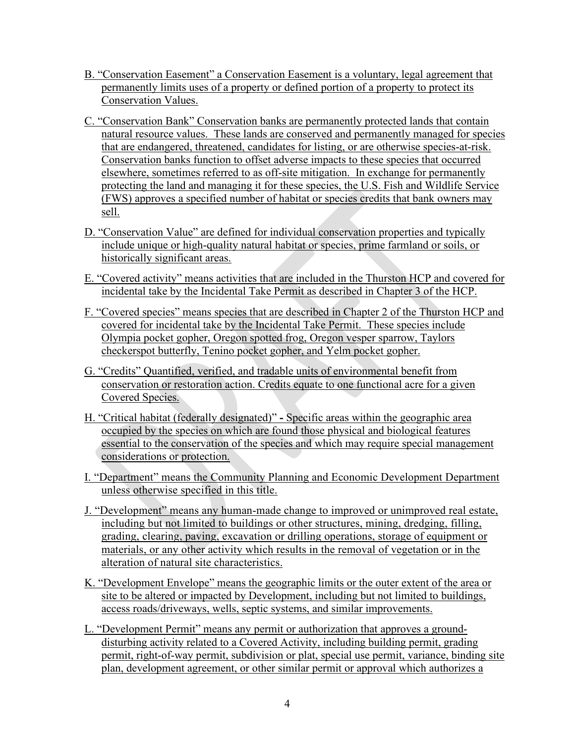B. "Conservation Easement" a Conservation Easement is a voluntary, legal agreement that permanently limits uses of a property or defined portion of a property to protect its Conservation Values.

C. "Conservation Bank" Conservation banks are permanently protected lands that contain natural resource values. These lands are conserved and permanently managed for species that are endangered, threatened, candidates for listing, or are otherwise species-at-risk. Conservation banks function to offset adverse impacts to these species that occurred elsewhere, sometimes referred to as off-site mitigation. In exchange for permanently protecting the land and managing it for these species, the U.S. Fish and Wildlife Service (FWS) approves a specified number of habitat or species credits that bank owners may sell.

D. "Conservation Value" are defined for individual conservation properties and typically include unique or high-quality natural habitat or species, prime farmland or soils, or historically significant areas.

E. "Covered activity" means activities that are included in the Thurston HCP and covered for incidental take by the Incidental Take Permit as described in Chapter 3 of the HCP.

F. "Covered species" means species that are described in Chapter 2 of the Thurston HCP and covered for incidental take by the Incidental Take Permit. These species include Olympia pocket gopher, Oregon spotted frog, Oregon vesper sparrow, Taylors checkerspot butterfly, Tenino pocket gopher, and Yelm pocket gopher.

G. "Credits" Quantified, verified, and tradable units of environmental benefit from conservation or restoration action. Credits equate to one functional acre for a given Covered Species.

H. "Critical habitat (federally designated)" - Specific areas within the geographic area occupied by the species on which are found those physical and biological features essential to the conservation of the species and which may require special management considerations or protection.

I. "Department" means the Community Planning and Economic Development Department unless otherwise specified in this title.

J. "Development" means any human-made change to improved or unimproved real estate, including but not limited to buildings or other structures, mining, dredging, filling, grading, clearing, paving, excavation or drilling operations, storage of equipment or materials, or any other activity which results in the removal of vegetation or in the alteration of natural site characteristics.

K. "Development Envelope" means the geographic limits or the outer extent of the area or site to be altered or impacted by Development, including but not limited to buildings, access roads/driveways, wells, septic systems, and similar improvements.

L. "Development Permit" means any permit or authorization that approves a ground-disturbing activity related to a Covered Activity, including building permit, grading permit, right-of-way permit, subdivision or plat, special use permit, variance, binding site plan, development agreement, or other similar permit or approval which authorizes a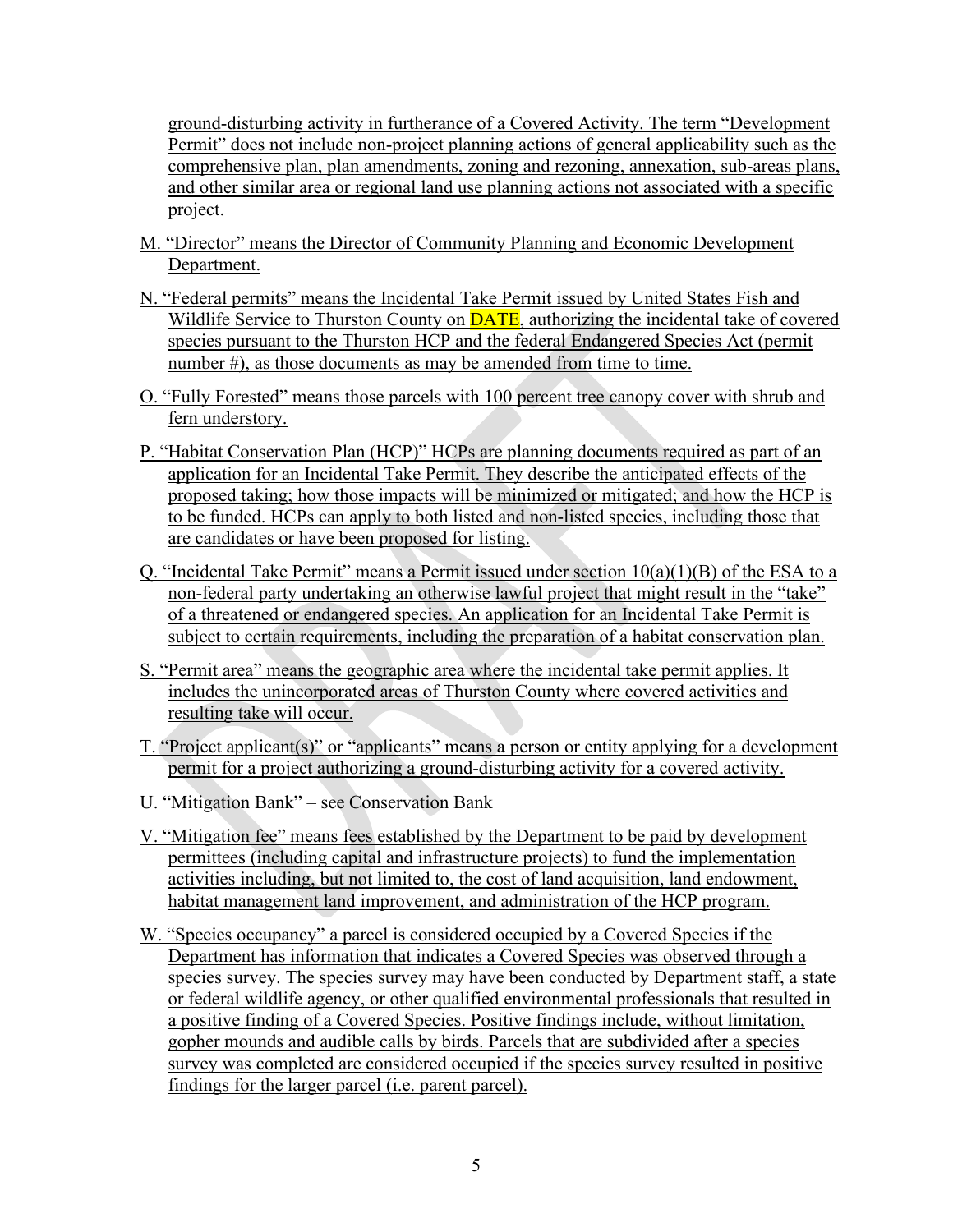ground-disturbing activity in furtherance of a Covered Activity. The term "Development Permit" does not include non-project planning actions of general applicability such as the comprehensive plan, plan amendments, zoning and rezoning, annexation, sub-areas plans, and other similar area or regional land use planning actions not associated with a specific project.

M. "Director" means the Director of Community Planning and Economic Development Department.

N. "Federal permits" means the Incidental Take Permit issued by United States Fish and Wildlife Service to Thurston County on DATE, authorizing the incidental take of covered species pursuant to the Thurston HCP and the federal Endangered Species Act (permit number #), as those documents as may be amended from time to time.

O. "Fully Forested" means those parcels with 100 percent tree canopy cover with shrub and fern understory.

P. "Habitat Conservation Plan (HCP)" HCPs are planning documents required as part of an application for an Incidental Take Permit. They describe the anticipated effects of the proposed taking; how those impacts will be minimized or mitigated; and how the HCP is to be funded. HCPs can apply to both listed and non-listed species, including those that are candidates or have been proposed for listing.

Q. "Incidental Take Permit" means a Permit issued under section 10(a)(1)(B) of the ESA to a non-federal party undertaking an otherwise lawful project that might result in the "take" of a threatened or endangered species. An application for an Incidental Take Permit is subject to certain requirements, including the preparation of a habitat conservation plan.

S. "Permit area" means the geographic area where the incidental take permit applies. It includes the unincorporated areas of Thurston County where covered activities and resulting take will occur.

T. "Project applicant(s)" or "applicants" means a person or entity applying for a development permit for a project authorizing a ground-disturbing activity for a covered activity.

U. "Mitigation Bank" – see Conservation Bank

V. "Mitigation fee" means fees established by the Department to be paid by development permittees (including capital and infrastructure projects) to fund the implementation activities including, but not limited to, the cost of land acquisition, land endowment, habitat management land improvement, and administration of the HCP program.

W. "Species occupancy" a parcel is considered occupied by a Covered Species if the Department has information that indicates a Covered Species was observed through a species survey. The species survey may have been conducted by Department staff, a state or federal wildlife agency, or other qualified environmental professionals that resulted in a positive finding of a Covered Species. Positive findings include, without limitation, gopher mounds and audible calls by birds. Parcels that are subdivided after a species survey was completed are considered occupied if the species survey resulted in positive findings for the larger parcel (i.e. parent parcel).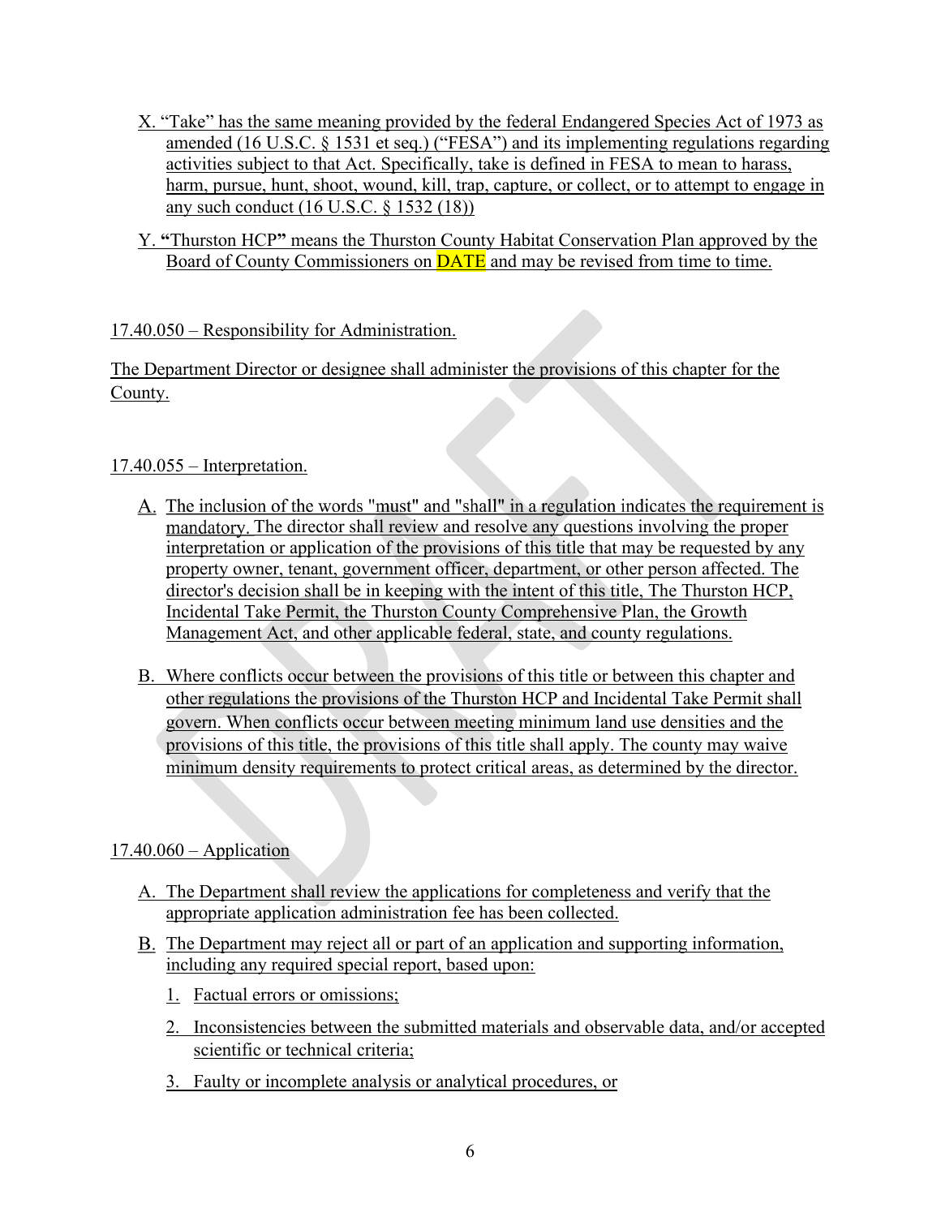X. "Take" has the same meaning provided by the federal Endangered Species Act of 1973 as amended (16 U.S.C. § 1531 et seq.) ("FESA") and its implementing regulations regarding activities subject to that Act. Specifically, take is defined in FESA to mean to harass, harm, pursue, hunt, shoot, wound, kill, trap, capture, or collect, or to attempt to engage in any such conduct (16 U.S.C. § 1532 (18))

Y. **"**Thurston HCP**"** means the Thurston County Habitat Conservation Plan approved by the Board of County Commissioners on DATE and may be revised from time to time.

17.40.050 – Responsibility for Administration.

The Department Director or designee shall administer the provisions of this chapter for the County.

17.40.055 – Interpretation.

A. The inclusion of the words "must" and "shall" in a regulation indicates the requirement is mandatory. The director shall review and resolve any questions involving the proper interpretation or application of the provisions of this title that may be requested by any property owner, tenant, government officer, department, or other person affected. The director's decision shall be in keeping with the intent of this title, The Thurston HCP, Incidental Take Permit, the Thurston County Comprehensive Plan, the Growth Management Act, and other applicable federal, state, and county regulations.

B. Where conflicts occur between the provisions of this title or between this chapter and other regulations the provisions of the Thurston HCP and Incidental Take Permit shall govern. When conflicts occur between meeting minimum land use densities and the provisions of this title, the provisions of this title shall apply. The county may waive minimum density requirements to protect critical areas, as determined by the director.

17.40.060 – Application

A. The Department shall review the applications for completeness and verify that the appropriate application administration fee has been collected.

B. The Department may reject all or part of an application and supporting information, including any required special report, based upon:

1. Factual errors or omissions;
2. Inconsistencies between the submitted materials and observable data, and/or accepted scientific or technical criteria;
3. Faulty or incomplete analysis or analytical procedures, or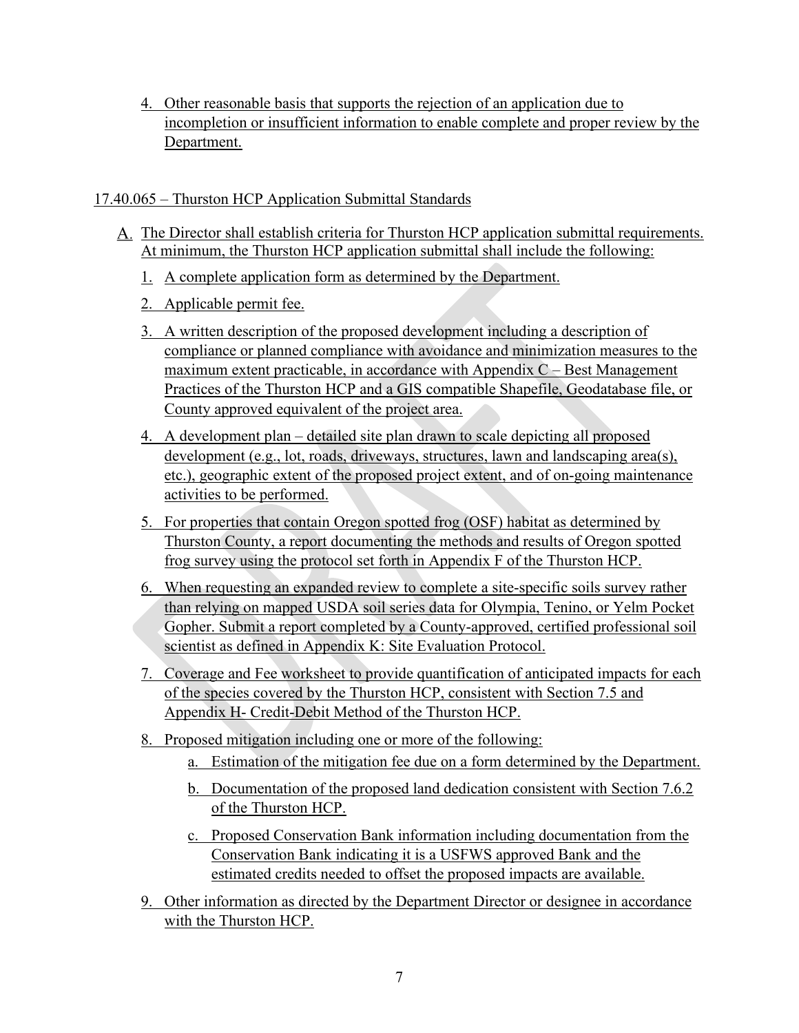4. Other reasonable basis that supports the rejection of an application due to incompletion or insufficient information to enable complete and proper review by the Department.

17.40.065 – Thurston HCP Application Submittal Standards

A. The Director shall establish criteria for Thurston HCP application submittal requirements. At minimum, the Thurston HCP application submittal shall include the following:

   1. A complete application form as determined by the Department.
   2. Applicable permit fee.
   3. A written description of the proposed development including a description of compliance or planned compliance with avoidance and minimization measures to the maximum extent practicable, in accordance with Appendix C – Best Management Practices of the Thurston HCP and a GIS compatible Shapefile, Geodatabase file, or County approved equivalent of the project area.
   4. A development plan – detailed site plan drawn to scale depicting all proposed development (e.g., lot, roads, driveways, structures, lawn and landscaping area(s), etc.), geographic extent of the proposed project extent, and of on-going maintenance activities to be performed.
   5. For properties that contain Oregon spotted frog (OSF) habitat as determined by Thurston County, a report documenting the methods and results of Oregon spotted frog survey using the protocol set forth in Appendix F of the Thurston HCP.
   6. When requesting an expanded review to complete a site-specific soils survey rather than relying on mapped USDA soil series data for Olympia, Tenino, or Yelm Pocket Gopher. Submit a report completed by a County-approved, certified professional soil scientist as defined in Appendix K: Site Evaluation Protocol.
   7. Coverage and Fee worksheet to provide quantification of anticipated impacts for each of the species covered by the Thurston HCP, consistent with Section 7.5 and Appendix H- Credit-Debit Method of the Thurston HCP.
   8. Proposed mitigation including one or more of the following:
      a. Estimation of the mitigation fee due on a form determined by the Department.
      b. Documentation of the proposed land dedication consistent with Section 7.6.2 of the Thurston HCP.
      c. Proposed Conservation Bank information including documentation from the Conservation Bank indicating it is a USFWS approved Bank and the estimated credits needed to offset the proposed impacts are available.
   9. Other information as directed by the Department Director or designee in accordance with the Thurston HCP.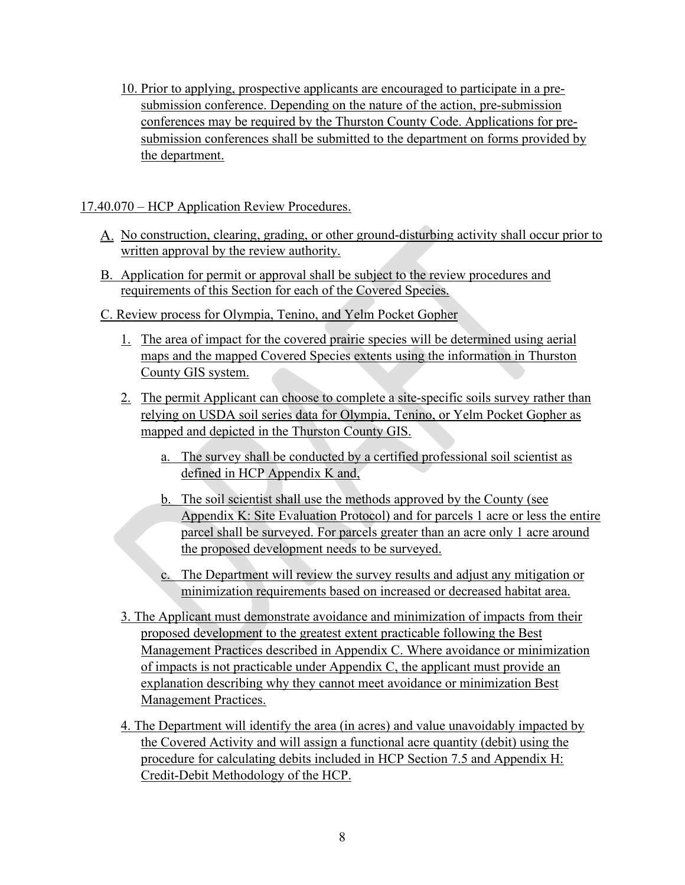10. Prior to applying, prospective applicants are encouraged to participate in a pre-submission conference. Depending on the nature of the action, pre-submission conferences may be required by the Thurston County Code. Applications for pre-submission conferences shall be submitted to the department on forms provided by the department.

17.40.070 – HCP Application Review Procedures.

A. No construction, clearing, grading, or other ground-disturbing activity shall occur prior to written approval by the review authority.

B. Application for permit or approval shall be subject to the review procedures and requirements of this Section for each of the Covered Species.

C. Review process for Olympia, Tenino, and Yelm Pocket Gopher

1. The area of impact for the covered prairie species will be determined using aerial maps and the mapped Covered Species extents using the information in Thurston County GIS system.

2. The permit Applicant can choose to complete a site-specific soils survey rather than relying on USDA soil series data for Olympia, Tenino, or Yelm Pocket Gopher as mapped and depicted in the Thurston County GIS.

   a. The survey shall be conducted by a certified professional soil scientist as defined in HCP Appendix K and,

   b. The soil scientist shall use the methods approved by the County (see Appendix K: Site Evaluation Protocol) and for parcels 1 acre or less the entire parcel shall be surveyed. For parcels greater than an acre only 1 acre around the proposed development needs to be surveyed.

   c. The Department will review the survey results and adjust any mitigation or minimization requirements based on increased or decreased habitat area.

3. The Applicant must demonstrate avoidance and minimization of impacts from their proposed development to the greatest extent practicable following the Best Management Practices described in Appendix C. Where avoidance or minimization of impacts is not practicable under Appendix C, the applicant must provide an explanation describing why they cannot meet avoidance or minimization Best Management Practices.

4. The Department will identify the area (in acres) and value unavoidably impacted by the Covered Activity and will assign a functional acre quantity (debit) using the procedure for calculating debits included in HCP Section 7.5 and Appendix H: Credit-Debit Methodology of the HCP.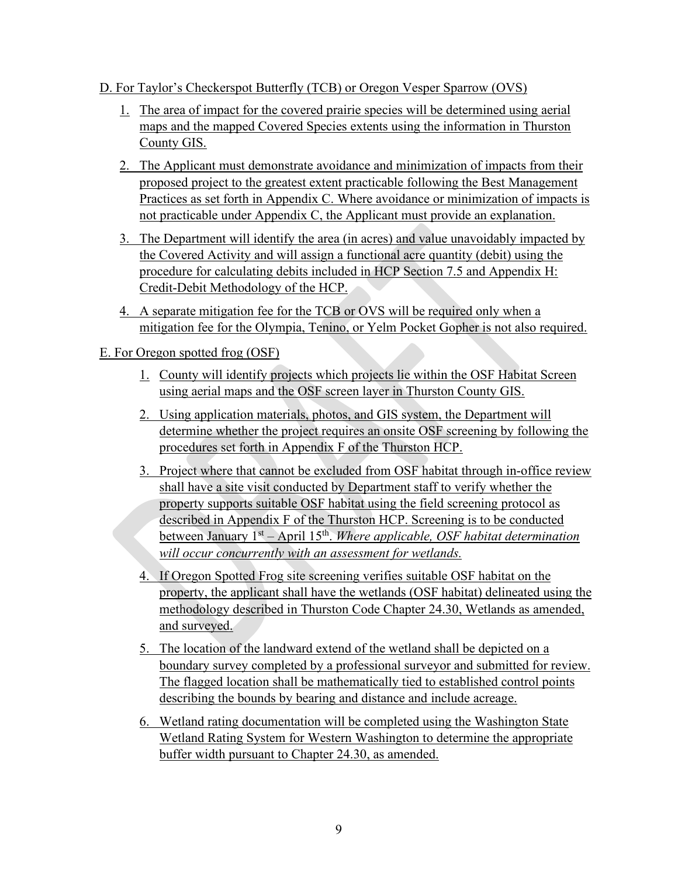D. For Taylor's Checkerspot Butterfly (TCB) or Oregon Vesper Sparrow (OVS)

1. The area of impact for the covered prairie species will be determined using aerial maps and the mapped Covered Species extents using the information in Thurston County GIS.
2. The Applicant must demonstrate avoidance and minimization of impacts from their proposed project to the greatest extent practicable following the Best Management Practices as set forth in Appendix C. Where avoidance or minimization of impacts is not practicable under Appendix C, the Applicant must provide an explanation.
3. The Department will identify the area (in acres) and value unavoidably impacted by the Covered Activity and will assign a functional acre quantity (debit) using the procedure for calculating debits included in HCP Section 7.5 and Appendix H: Credit-Debit Methodology of the HCP.
4. A separate mitigation fee for the TCB or OVS will be required only when a mitigation fee for the Olympia, Tenino, or Yelm Pocket Gopher is not also required.

E. For Oregon spotted frog (OSF)

1. County will identify projects which projects lie within the OSF Habitat Screen using aerial maps and the OSF screen layer in Thurston County GIS.
2. Using application materials, photos, and GIS system, the Department will determine whether the project requires an onsite OSF screening by following the procedures set forth in Appendix F of the Thurston HCP.
3. Project where that cannot be excluded from OSF habitat through in-office review shall have a site visit conducted by Department staff to verify whether the property supports suitable OSF habitat using the field screening protocol as described in Appendix F of the Thurston HCP. Screening is to be conducted between January 1st – April 15th. *Where applicable, OSF habitat determination will occur concurrently with an assessment for wetlands.*
4. If Oregon Spotted Frog site screening verifies suitable OSF habitat on the property, the applicant shall have the wetlands (OSF habitat) delineated using the methodology described in Thurston Code Chapter 24.30, Wetlands as amended, and surveyed.
5. The location of the landward extend of the wetland shall be depicted on a boundary survey completed by a professional surveyor and submitted for review. The flagged location shall be mathematically tied to established control points describing the bounds by bearing and distance and include acreage.
6. Wetland rating documentation will be completed using the Washington State Wetland Rating System for Western Washington to determine the appropriate buffer width pursuant to Chapter 24.30, as amended.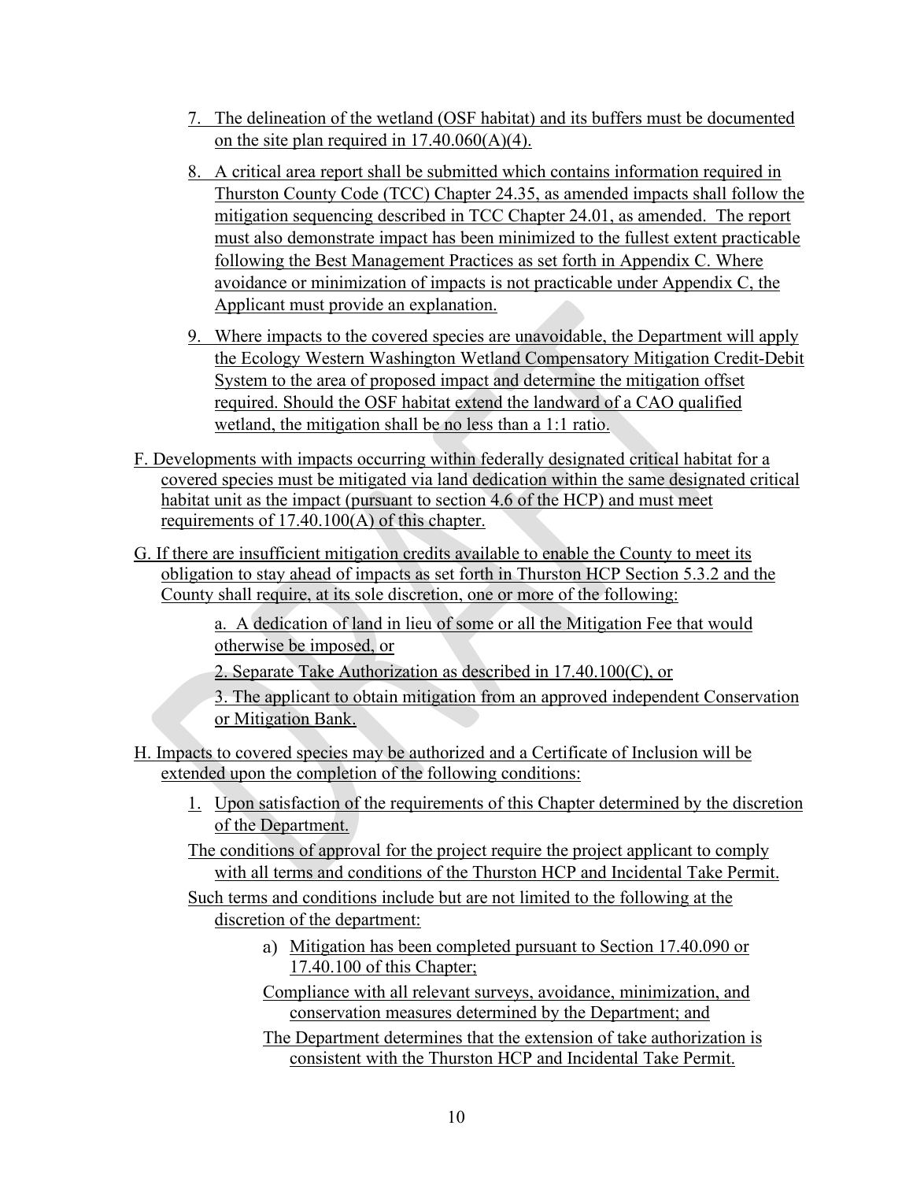7. The delineation of the wetland (OSF habitat) and its buffers must be documented on the site plan required in 17.40.060(A)(4).

8. A critical area report shall be submitted which contains information required in Thurston County Code (TCC) Chapter 24.35, as amended impacts shall follow the mitigation sequencing described in TCC Chapter 24.01, as amended. The report must also demonstrate impact has been minimized to the fullest extent practicable following the Best Management Practices as set forth in Appendix C. Where avoidance or minimization of impacts is not practicable under Appendix C, the Applicant must provide an explanation.

9. Where impacts to the covered species are unavoidable, the Department will apply the Ecology Western Washington Wetland Compensatory Mitigation Credit-Debit System to the area of proposed impact and determine the mitigation offset required. Should the OSF habitat extend the landward of a CAO qualified wetland, the mitigation shall be no less than a 1:1 ratio.

F. Developments with impacts occurring within federally designated critical habitat for a covered species must be mitigated via land dedication within the same designated critical habitat unit as the impact (pursuant to section 4.6 of the HCP) and must meet requirements of 17.40.100(A) of this chapter.

G. If there are insufficient mitigation credits available to enable the County to meet its obligation to stay ahead of impacts as set forth in Thurston HCP Section 5.3.2 and the County shall require, at its sole discretion, one or more of the following:

a. A dedication of land in lieu of some or all the Mitigation Fee that would otherwise be imposed, or

2. Separate Take Authorization as described in 17.40.100(C), or

3. The applicant to obtain mitigation from an approved independent Conservation or Mitigation Bank.

H. Impacts to covered species may be authorized and a Certificate of Inclusion will be extended upon the completion of the following conditions:

1. Upon satisfaction of the requirements of this Chapter determined by the discretion of the Department.

The conditions of approval for the project require the project applicant to comply with all terms and conditions of the Thurston HCP and Incidental Take Permit.

Such terms and conditions include but are not limited to the following at the discretion of the department:

a) Mitigation has been completed pursuant to Section 17.40.090 or 17.40.100 of this Chapter;

Compliance with all relevant surveys, avoidance, minimization, and conservation measures determined by the Department; and

The Department determines that the extension of take authorization is consistent with the Thurston HCP and Incidental Take Permit.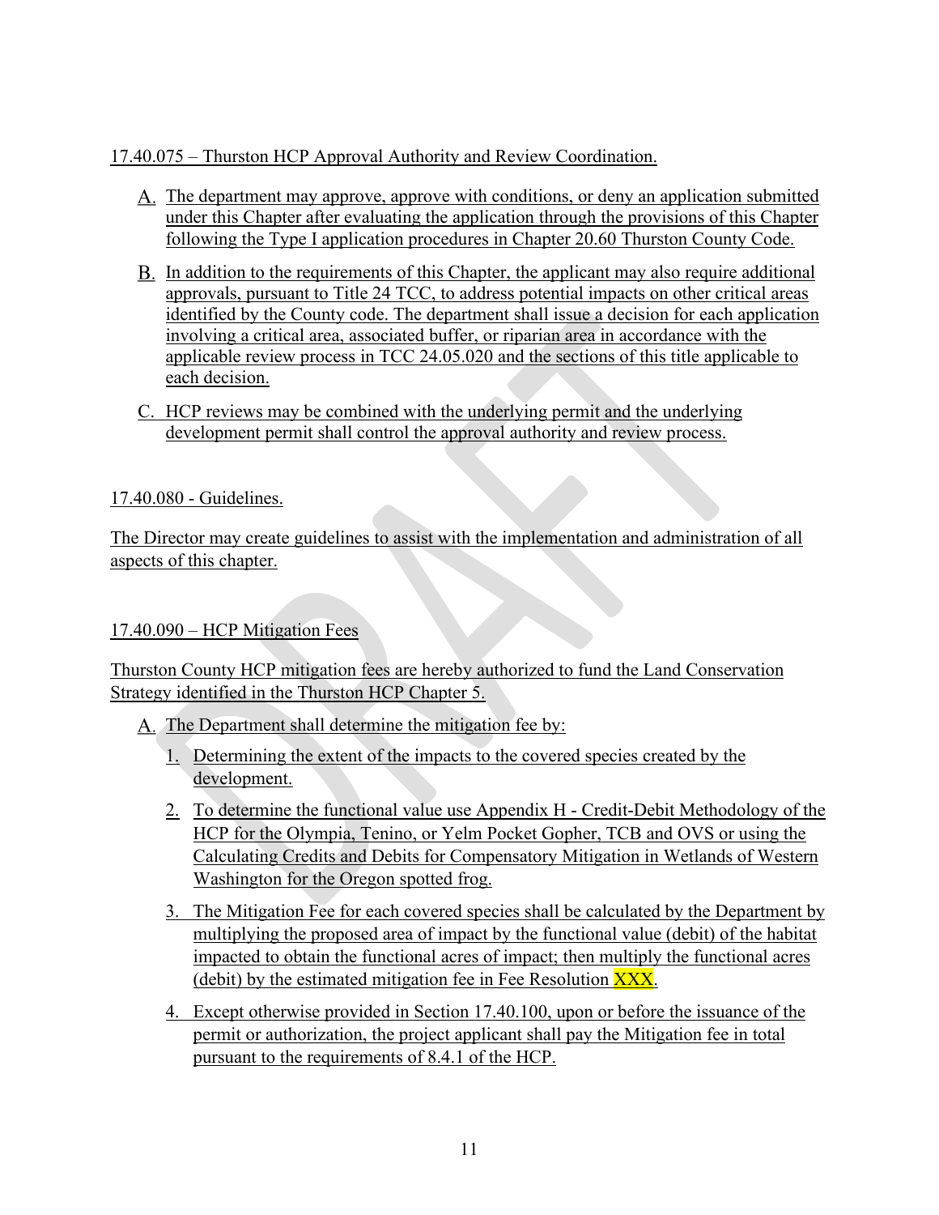17.40.075 – Thurston HCP Approval Authority and Review Coordination.

A. The department may approve, approve with conditions, or deny an application submitted under this Chapter after evaluating the application through the provisions of this Chapter following the Type I application procedures in Chapter 20.60 Thurston County Code.

B. In addition to the requirements of this Chapter, the applicant may also require additional approvals, pursuant to Title 24 TCC, to address potential impacts on other critical areas identified by the County code. The department shall issue a decision for each application involving a critical area, associated buffer, or riparian area in accordance with the applicable review process in TCC 24.05.020 and the sections of this title applicable to each decision.

C. HCP reviews may be combined with the underlying permit and the underlying development permit shall control the approval authority and review process.

17.40.080 - Guidelines.

The Director may create guidelines to assist with the implementation and administration of all aspects of this chapter.

17.40.090 – HCP Mitigation Fees

Thurston County HCP mitigation fees are hereby authorized to fund the Land Conservation Strategy identified in the Thurston HCP Chapter 5.

A. The Department shall determine the mitigation fee by:

1. Determining the extent of the impacts to the covered species created by the development.

2. To determine the functional value use Appendix H - Credit-Debit Methodology of the HCP for the Olympia, Tenino, or Yelm Pocket Gopher, TCB and OVS or using the Calculating Credits and Debits for Compensatory Mitigation in Wetlands of Western Washington for the Oregon spotted frog.

3. The Mitigation Fee for each covered species shall be calculated by the Department by multiplying the proposed area of impact by the functional value (debit) of the habitat impacted to obtain the functional acres of impact; then multiply the functional acres (debit) by the estimated mitigation fee in Fee Resolution XXX.

4. Except otherwise provided in Section 17.40.100, upon or before the issuance of the permit or authorization, the project applicant shall pay the Mitigation fee in total pursuant to the requirements of 8.4.1 of the HCP.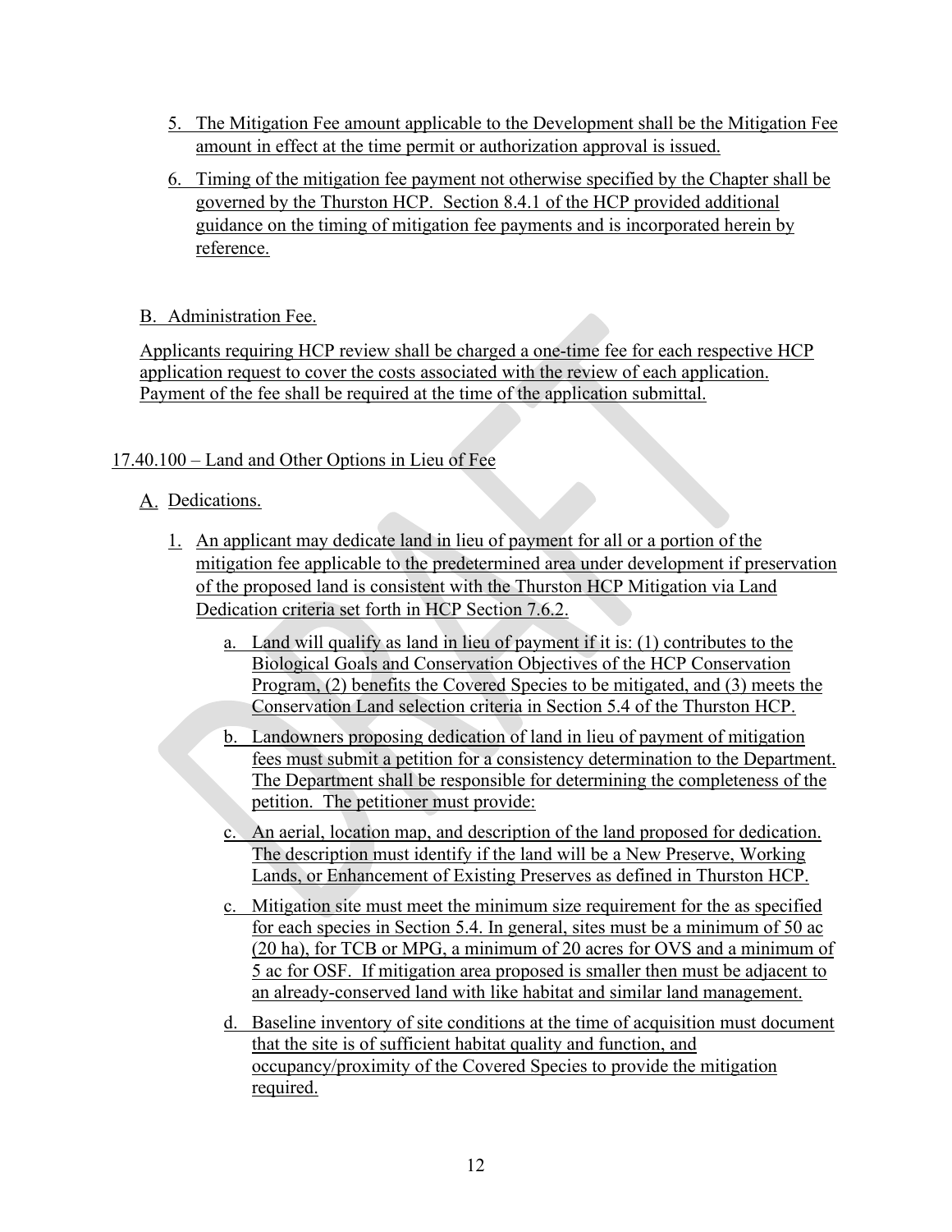5. The Mitigation Fee amount applicable to the Development shall be the Mitigation Fee amount in effect at the time permit or authorization approval is issued.

6. Timing of the mitigation fee payment not otherwise specified by the Chapter shall be governed by the Thurston HCP. Section 8.4.1 of the HCP provided additional guidance on the timing of mitigation fee payments and is incorporated herein by reference.

B. Administration Fee.

Applicants requiring HCP review shall be charged a one-time fee for each respective HCP application request to cover the costs associated with the review of each application. Payment of the fee shall be required at the time of the application submittal.

17.40.100 – Land and Other Options in Lieu of Fee

A. Dedications.

1. An applicant may dedicate land in lieu of payment for all or a portion of the mitigation fee applicable to the predetermined area under development if preservation of the proposed land is consistent with the Thurston HCP Mitigation via Land Dedication criteria set forth in HCP Section 7.6.2.

   a. Land will qualify as land in lieu of payment if it is: (1) contributes to the Biological Goals and Conservation Objectives of the HCP Conservation Program, (2) benefits the Covered Species to be mitigated, and (3) meets the Conservation Land selection criteria in Section 5.4 of the Thurston HCP.

   b. Landowners proposing dedication of land in lieu of payment of mitigation fees must submit a petition for a consistency determination to the Department. The Department shall be responsible for determining the completeness of the petition. The petitioner must provide:

   c. An aerial, location map, and description of the land proposed for dedication. The description must identify if the land will be a New Preserve, Working Lands, or Enhancement of Existing Preserves as defined in Thurston HCP.

   c. Mitigation site must meet the minimum size requirement for the as specified for each species in Section 5.4. In general, sites must be a minimum of 50 ac (20 ha), for TCB or MPG, a minimum of 20 acres for OVS and a minimum of 5 ac for OSF. If mitigation area proposed is smaller then must be adjacent to an already-conserved land with like habitat and similar land management.

   d. Baseline inventory of site conditions at the time of acquisition must document that the site is of sufficient habitat quality and function, and occupancy/proximity of the Covered Species to provide the mitigation required.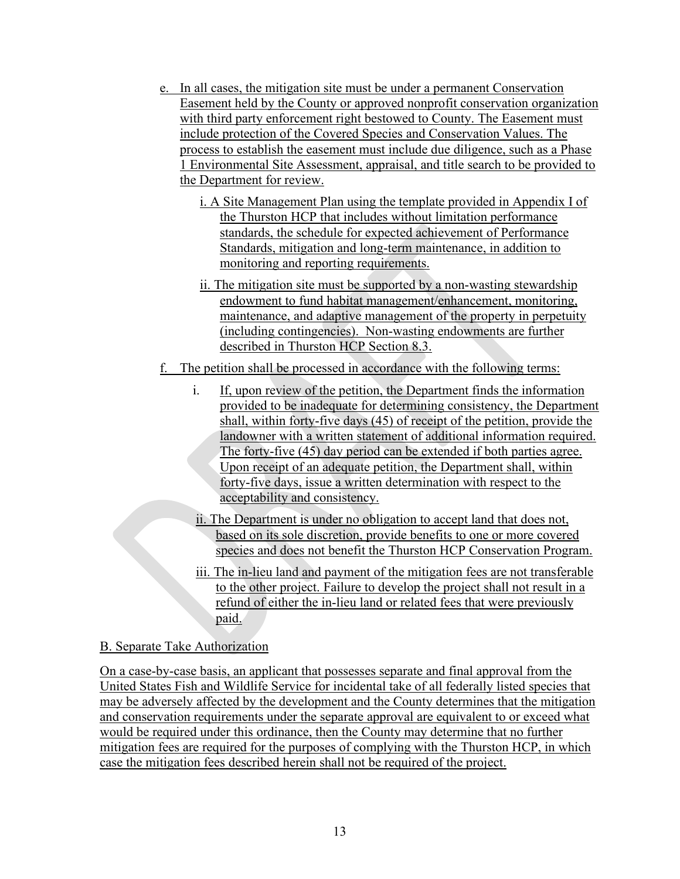e. In all cases, the mitigation site must be under a permanent Conservation Easement held by the County or approved nonprofit conservation organization with third party enforcement right bestowed to County. The Easement must include protection of the Covered Species and Conservation Values. The process to establish the easement must include due diligence, such as a Phase 1 Environmental Site Assessment, appraisal, and title search to be provided to the Department for review.

   i. A Site Management Plan using the template provided in Appendix I of the Thurston HCP that includes without limitation performance standards, the schedule for expected achievement of Performance Standards, mitigation and long-term maintenance, in addition to monitoring and reporting requirements.

   ii. The mitigation site must be supported by a non-wasting stewardship endowment to fund habitat management/enhancement, monitoring, maintenance, and adaptive management of the property in perpetuity (including contingencies). Non-wasting endowments are further described in Thurston HCP Section 8.3.

f. The petition shall be processed in accordance with the following terms:

   i. If, upon review of the petition, the Department finds the information provided to be inadequate for determining consistency, the Department shall, within forty-five days (45) of receipt of the petition, provide the landowner with a written statement of additional information required. The forty-five (45) day period can be extended if both parties agree. Upon receipt of an adequate petition, the Department shall, within forty-five days, issue a written determination with respect to the acceptability and consistency.

   ii. The Department is under no obligation to accept land that does not, based on its sole discretion, provide benefits to one or more covered species and does not benefit the Thurston HCP Conservation Program.

   iii. The in-lieu land and payment of the mitigation fees are not transferable to the other project. Failure to develop the project shall not result in a refund of either the in-lieu land or related fees that were previously paid.

B. Separate Take Authorization

On a case-by-case basis, an applicant that possesses separate and final approval from the United States Fish and Wildlife Service for incidental take of all federally listed species that may be adversely affected by the development and the County determines that the mitigation and conservation requirements under the separate approval are equivalent to or exceed what would be required under this ordinance, then the County may determine that no further mitigation fees are required for the purposes of complying with the Thurston HCP, in which case the mitigation fees described herein shall not be required of the project.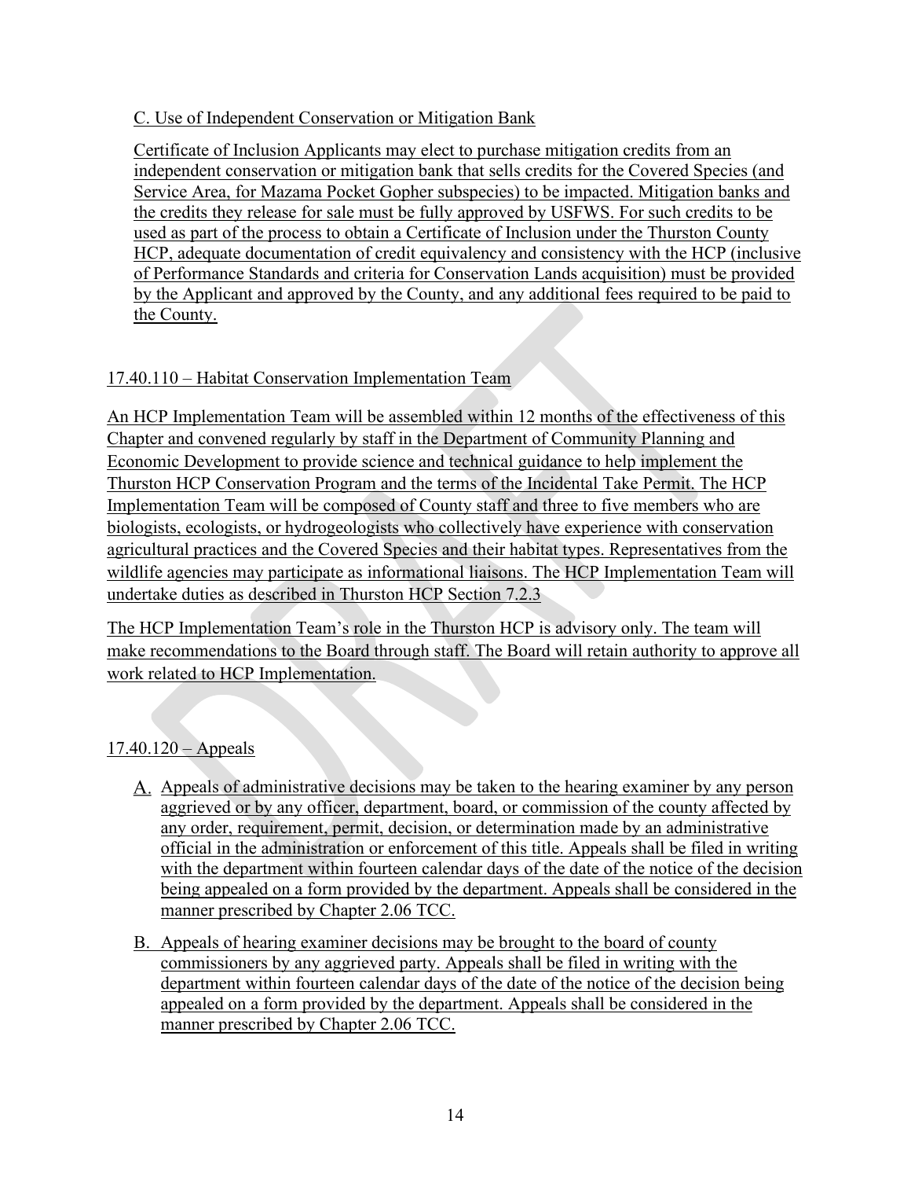C. Use of Independent Conservation or Mitigation Bank

Certificate of Inclusion Applicants may elect to purchase mitigation credits from an independent conservation or mitigation bank that sells credits for the Covered Species (and Service Area, for Mazama Pocket Gopher subspecies) to be impacted. Mitigation banks and the credits they release for sale must be fully approved by USFWS. For such credits to be used as part of the process to obtain a Certificate of Inclusion under the Thurston County HCP, adequate documentation of credit equivalency and consistency with the HCP (inclusive of Performance Standards and criteria for Conservation Lands acquisition) must be provided by the Applicant and approved by the County, and any additional fees required to be paid to the County.

## 17.40.110 – Habitat Conservation Implementation Team

An HCP Implementation Team will be assembled within 12 months of the effectiveness of this Chapter and convened regularly by staff in the Department of Community Planning and Economic Development to provide science and technical guidance to help implement the Thurston HCP Conservation Program and the terms of the Incidental Take Permit. The HCP Implementation Team will be composed of County staff and three to five members who are biologists, ecologists, or hydrogeologists who collectively have experience with conservation agricultural practices and the Covered Species and their habitat types. Representatives from the wildlife agencies may participate as informational liaisons. The HCP Implementation Team will undertake duties as described in Thurston HCP Section 7.2.3

The HCP Implementation Team's role in the Thurston HCP is advisory only. The team will make recommendations to the Board through staff. The Board will retain authority to approve all work related to HCP Implementation.

## 17.40.120 – Appeals

A. Appeals of administrative decisions may be taken to the hearing examiner by any person aggrieved or by any officer, department, board, or commission of the county affected by any order, requirement, permit, decision, or determination made by an administrative official in the administration or enforcement of this title. Appeals shall be filed in writing with the department within fourteen calendar days of the date of the notice of the decision being appealed on a form provided by the department. Appeals shall be considered in the manner prescribed by Chapter 2.06 TCC.

B. Appeals of hearing examiner decisions may be brought to the board of county commissioners by any aggrieved party. Appeals shall be filed in writing with the department within fourteen calendar days of the date of the notice of the decision being appealed on a form provided by the department. Appeals shall be considered in the manner prescribed by Chapter 2.06 TCC.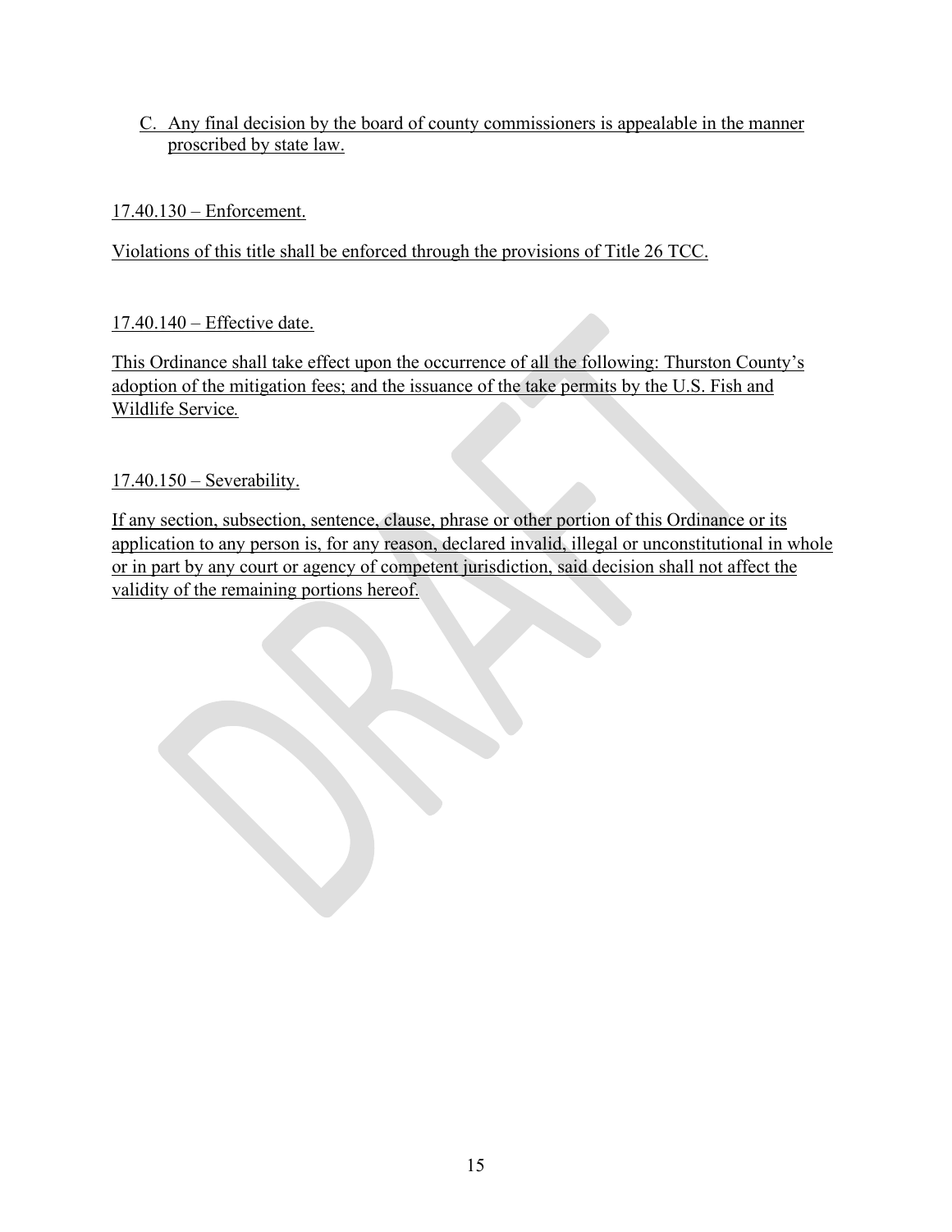C. Any final decision by the board of county commissioners is appealable in the manner proscribed by state law.

17.40.130 – Enforcement.

Violations of this title shall be enforced through the provisions of Title 26 TCC.

17.40.140 – Effective date.

This Ordinance shall take effect upon the occurrence of all the following: Thurston County's adoption of the mitigation fees; and the issuance of the take permits by the U.S. Fish and Wildlife Service.

17.40.150 – Severability.

If any section, subsection, sentence, clause, phrase or other portion of this Ordinance or its application to any person is, for any reason, declared invalid, illegal or unconstitutional in whole or in part by any court or agency of competent jurisdiction, said decision shall not affect the validity of the remaining portions hereof.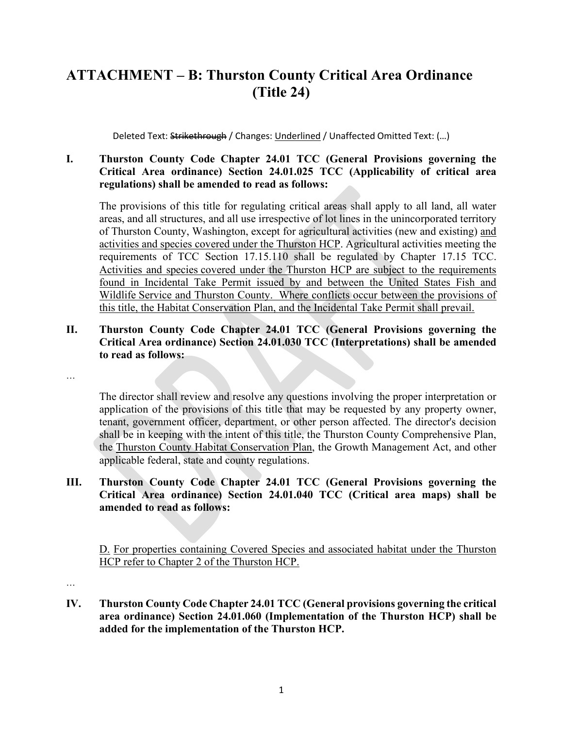# ATTACHMENT – B: Thurston County Critical Area Ordinance (Title 24)

Deleted Text: ~~Strikethrough~~ / Changes: <u>Underlined</u> / Unaffected Omitted Text: (…)

**I. Thurston County Code Chapter 24.01 TCC (General Provisions governing the Critical Area ordinance) Section 24.01.025 TCC (Applicability of critical area regulations) shall be amended to read as follows:**

The provisions of this title for regulating critical areas shall apply to all land, all water areas, and all structures, and all use irrespective of lot lines in the unincorporated territory of Thurston County, Washington, except for agricultural activities (new and existing) <u>and activities and species covered under the Thurston HCP</u>. Agricultural activities meeting the requirements of TCC Section 17.15.110 shall be regulated by Chapter 17.15 TCC. <u>Activities and species covered under the Thurston HCP are subject to the requirements found in Incidental Take Permit issued by and between the United States Fish and Wildlife Service and Thurston County. Where conflicts occur between the provisions of this title, the Habitat Conservation Plan, and the Incidental Take Permit shall prevail.</u>

**II. Thurston County Code Chapter 24.01 TCC (General Provisions governing the Critical Area ordinance) Section 24.01.030 TCC (Interpretations) shall be amended to read as follows:**

…

The director shall review and resolve any questions involving the proper interpretation or application of the provisions of this title that may be requested by any property owner, tenant, government officer, department, or other person affected. The director's decision shall be in keeping with the intent of this title, the Thurston County Comprehensive Plan, the <u>Thurston County Habitat Conservation Plan</u>, the Growth Management Act, and other applicable federal, state and county regulations.

**III. Thurston County Code Chapter 24.01 TCC (General Provisions governing the Critical Area ordinance) Section 24.01.040 TCC (Critical area maps) shall be amended to read as follows:**

<u>D. For properties containing Covered Species and associated habitat under the Thurston HCP refer to Chapter 2 of the Thurston HCP.</u>

…

**IV. Thurston County Code Chapter 24.01 TCC (General provisions governing the critical area ordinance) Section 24.01.060 (Implementation of the Thurston HCP) shall be added for the implementation of the Thurston HCP.**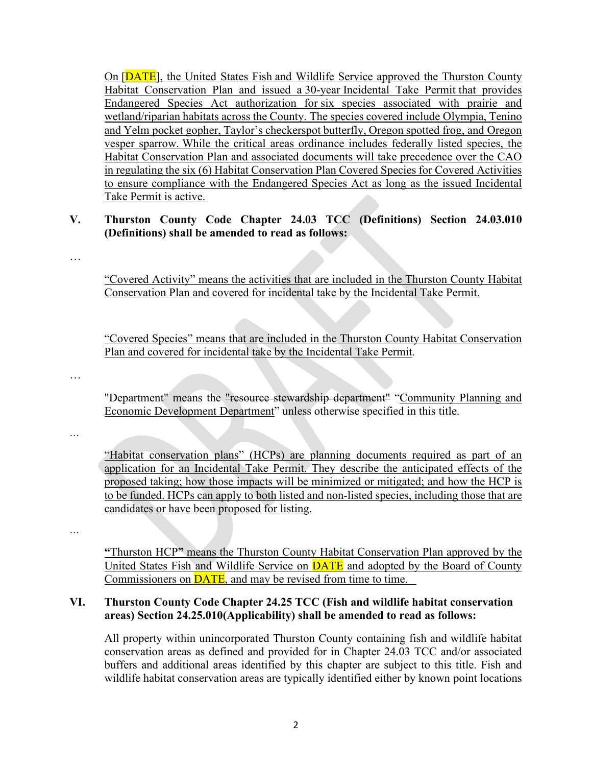On [DATE], the United States Fish and Wildlife Service approved the Thurston County Habitat Conservation Plan and issued a 30-year Incidental Take Permit that provides Endangered Species Act authorization for six species associated with prairie and wetland/riparian habitats across the County. The species covered include Olympia, Tenino and Yelm pocket gopher, Taylor's checkerspot butterfly, Oregon spotted frog, and Oregon vesper sparrow. While the critical areas ordinance includes federally listed species, the Habitat Conservation Plan and associated documents will take precedence over the CAO in regulating the six (6) Habitat Conservation Plan Covered Species for Covered Activities to ensure compliance with the Endangered Species Act as long as the issued Incidental Take Permit is active.

**V. Thurston County Code Chapter 24.03 TCC (Definitions) Section 24.03.010 (Definitions) shall be amended to read as follows:**

…

"Covered Activity" means the activities that are included in the Thurston County Habitat Conservation Plan and covered for incidental take by the Incidental Take Permit.

"Covered Species" means that are included in the Thurston County Habitat Conservation Plan and covered for incidental take by the Incidental Take Permit.

…

"Department" means the ~~"resource stewardship department"~~ "Community Planning and Economic Development Department" unless otherwise specified in this title.

…

"Habitat conservation plans" (HCPs) are planning documents required as part of an application for an Incidental Take Permit. They describe the anticipated effects of the proposed taking; how those impacts will be minimized or mitigated; and how the HCP is to be funded. HCPs can apply to both listed and non-listed species, including those that are candidates or have been proposed for listing.

…

**"**Thurston HCP**"** means the Thurston County Habitat Conservation Plan approved by the United States Fish and Wildlife Service on DATE and adopted by the Board of County Commissioners on DATE, and may be revised from time to time.

**VI. Thurston County Code Chapter 24.25 TCC (Fish and wildlife habitat conservation areas) Section 24.25.010(Applicability) shall be amended to read as follows:**

All property within unincorporated Thurston County containing fish and wildlife habitat conservation areas as defined and provided for in Chapter 24.03 TCC and/or associated buffers and additional areas identified by this chapter are subject to this title. Fish and wildlife habitat conservation areas are typically identified either by known point locations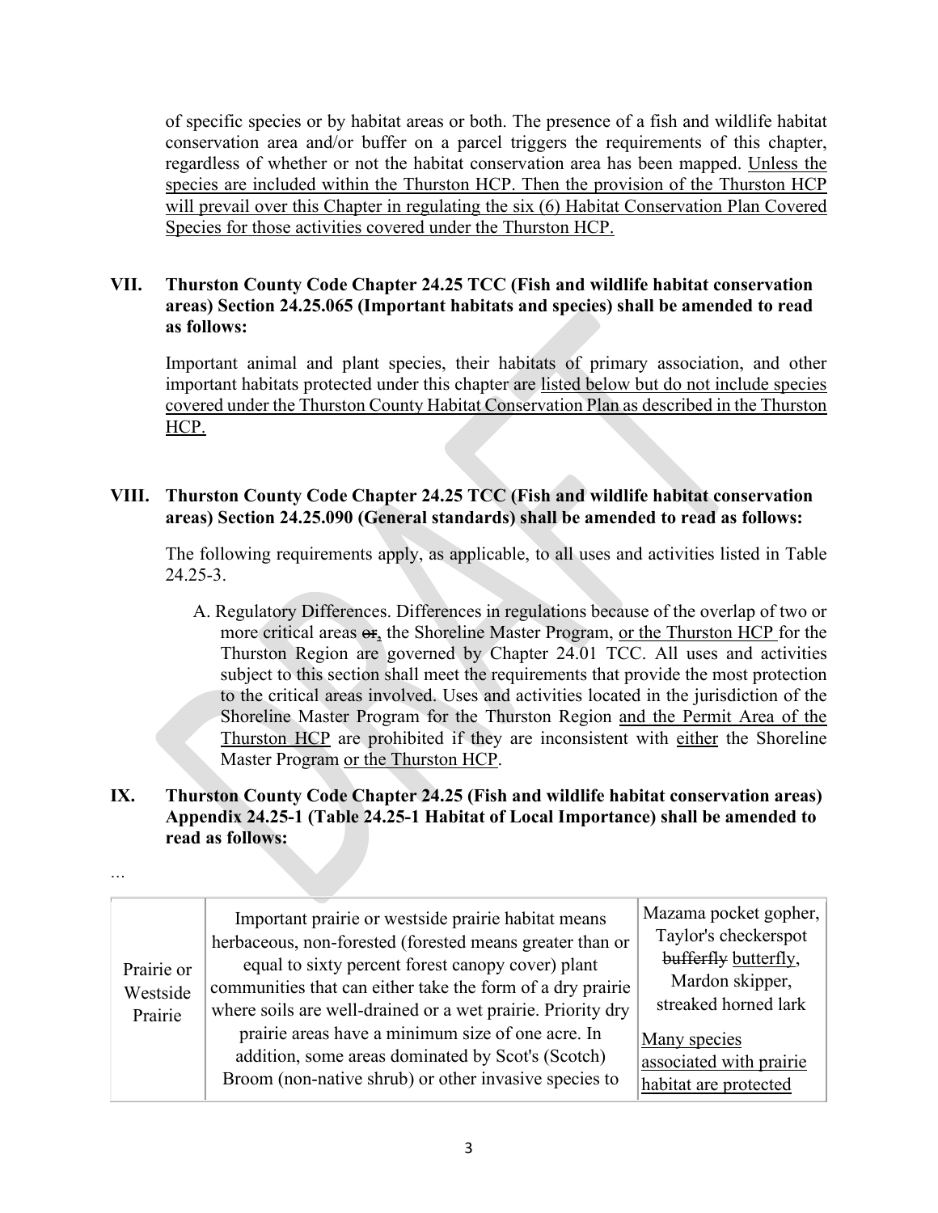of specific species or by habitat areas or both. The presence of a fish and wildlife habitat conservation area and/or buffer on a parcel triggers the requirements of this chapter, regardless of whether or not the habitat conservation area has been mapped. <u>Unless the species are included within the Thurston HCP. Then the provision of the Thurston HCP will prevail over this Chapter in regulating the six (6) Habitat Conservation Plan Covered Species for those activities covered under the Thurston HCP.</u>

**VII. Thurston County Code Chapter 24.25 TCC (Fish and wildlife habitat conservation areas) Section 24.25.065 (Important habitats and species) shall be amended to read as follows:**

Important animal and plant species, their habitats of primary association, and other important habitats protected under this chapter are <u>listed below but do not include species covered under the Thurston County Habitat Conservation Plan as described in the Thurston HCP.</u>

**VIII. Thurston County Code Chapter 24.25 TCC (Fish and wildlife habitat conservation areas) Section 24.25.090 (General standards) shall be amended to read as follows:**

The following requirements apply, as applicable, to all uses and activities listed in Table 24.25-3.

A. Regulatory Differences. Differences in regulations because of the overlap of two or more critical areas ~~or~~<u>,</u> the Shoreline Master Program, <u>or the Thurston HCP</u> for the Thurston Region are governed by Chapter 24.01 TCC. All uses and activities subject to this section shall meet the requirements that provide the most protection to the critical areas involved. Uses and activities located in the jurisdiction of the Shoreline Master Program for the Thurston Region <u>and the Permit Area of the Thurston HCP</u> are prohibited if they are inconsistent with <u>either</u> the Shoreline Master Program <u>or the Thurston HCP</u>.

**IX. Thurston County Code Chapter 24.25 (Fish and wildlife habitat conservation areas) Appendix 24.25-1 (Table 24.25-1 Habitat of Local Importance) shall be amended to read as follows:**

…

| | | |
|---|---|---|
| Prairie or Westside Prairie | Important prairie or westside prairie habitat means herbaceous, non-forested (forested means greater than or equal to sixty percent forest canopy cover) plant communities that can either take the form of a dry prairie where soils are well-drained or a wet prairie. Priority dry prairie areas have a minimum size of one acre. In addition, some areas dominated by Scot's (Scotch) Broom (non-native shrub) or other invasive species to | Mazama pocket gopher, Taylor's checkerspot ~~bufferfly~~ <u>butterfly</u>, Mardon skipper, streaked horned lark<br><u>Many species associated with prairie habitat are protected</u> |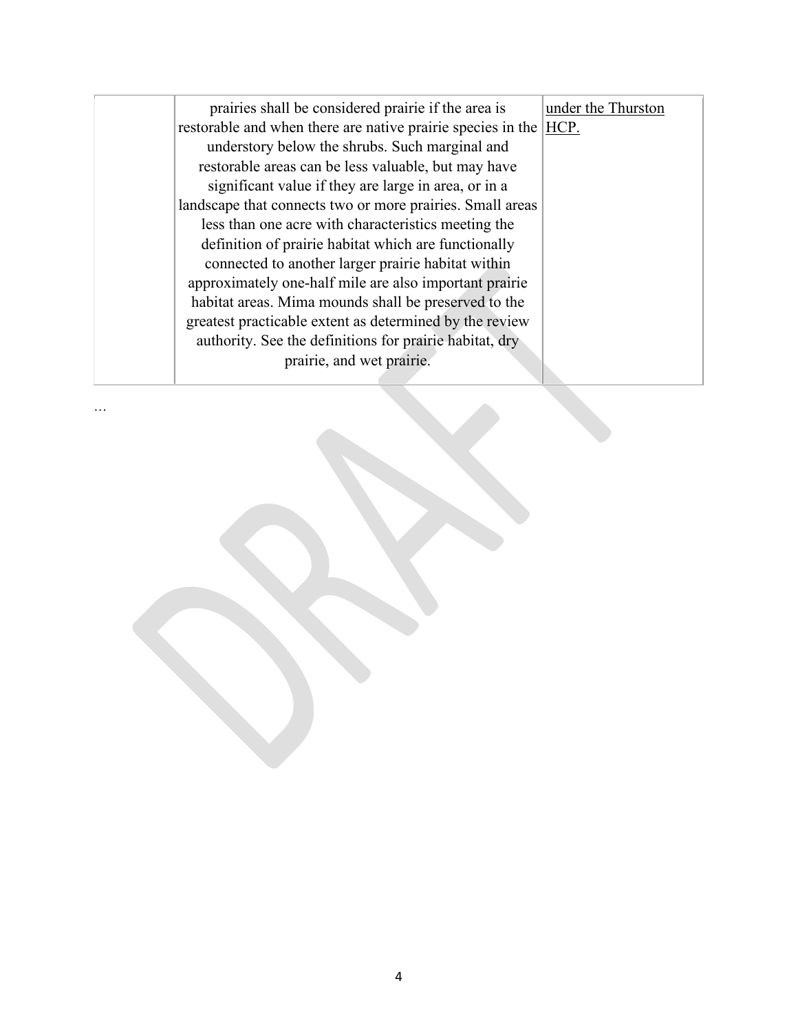| | | |
|---|---|---|
| | prairies shall be considered prairie if the area is restorable and when there are native prairie species in the understory below the shrubs. Such marginal and restorable areas can be less valuable, but may have significant value if they are large in area, or in a landscape that connects two or more prairies. Small areas less than one acre with characteristics meeting the definition of prairie habitat which are functionally connected to another larger prairie habitat within approximately one-half mile are also important prairie habitat areas. Mima mounds shall be preserved to the greatest practicable extent as determined by the review authority. See the definitions for prairie habitat, dry prairie, and wet prairie. | <u>under the Thurston HCP.</u> |

…